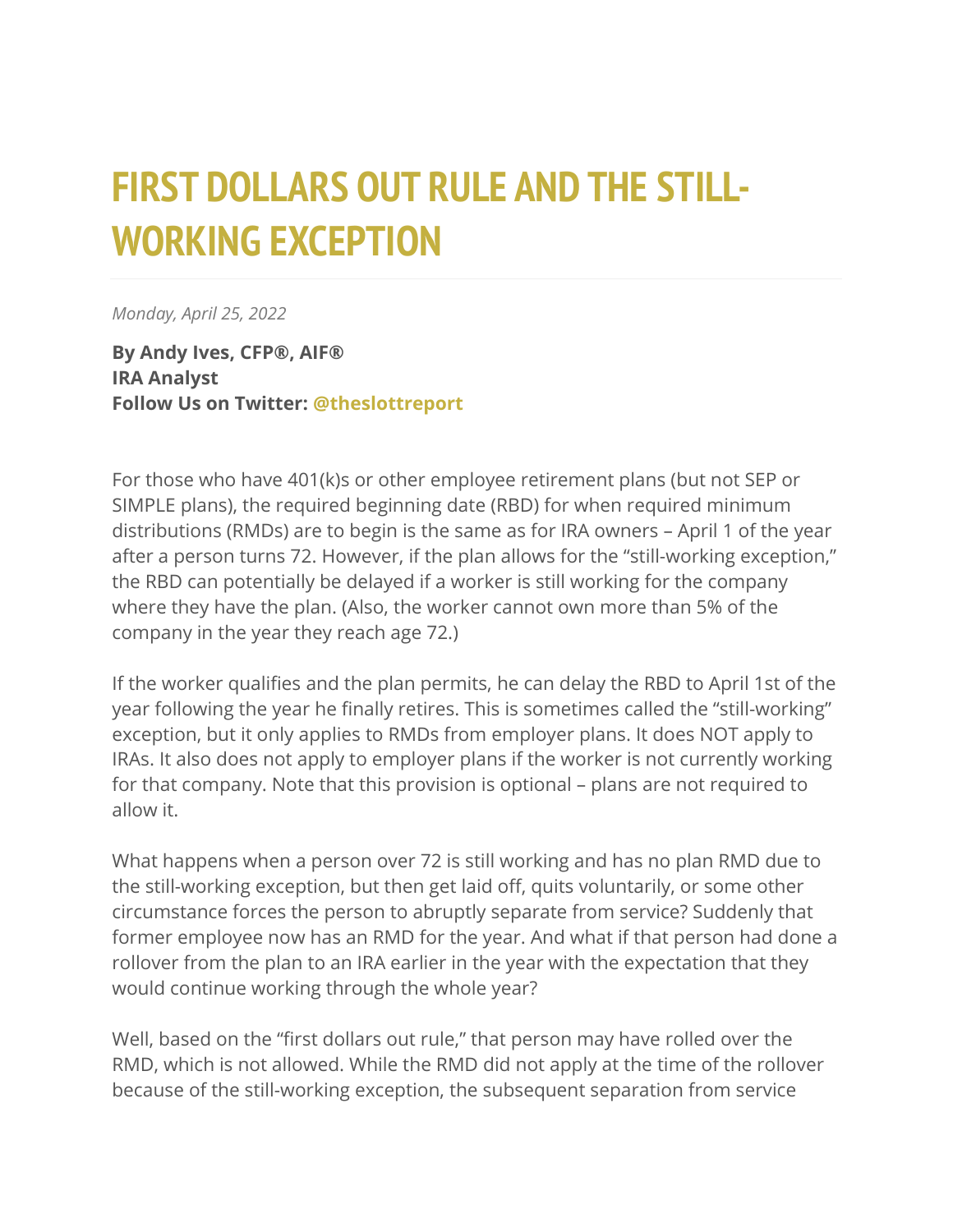# FIRST DOLLARS OUT RULE AND THE STILL-WORKING EXCEPTION

*Monday, April 25, 2022*

**By Andy Ives, CFP®, AIF®**
**IRA Analyst**
**Follow Us on Twitter: @theslottreport**

For those who have 401(k)s or other employee retirement plans (but not SEP or SIMPLE plans), the required beginning date (RBD) for when required minimum distributions (RMDs) are to begin is the same as for IRA owners – April 1 of the year after a person turns 72. However, if the plan allows for the "still-working exception," the RBD can potentially be delayed if a worker is still working for the company where they have the plan. (Also, the worker cannot own more than 5% of the company in the year they reach age 72.)

If the worker qualifies and the plan permits, he can delay the RBD to April 1st of the year following the year he finally retires. This is sometimes called the "still-working" exception, but it only applies to RMDs from employer plans. It does NOT apply to IRAs. It also does not apply to employer plans if the worker is not currently working for that company. Note that this provision is optional – plans are not required to allow it.

What happens when a person over 72 is still working and has no plan RMD due to the still-working exception, but then get laid off, quits voluntarily, or some other circumstance forces the person to abruptly separate from service? Suddenly that former employee now has an RMD for the year. And what if that person had done a rollover from the plan to an IRA earlier in the year with the expectation that they would continue working through the whole year?

Well, based on the "first dollars out rule," that person may have rolled over the RMD, which is not allowed. While the RMD did not apply at the time of the rollover because of the still-working exception, the subsequent separation from service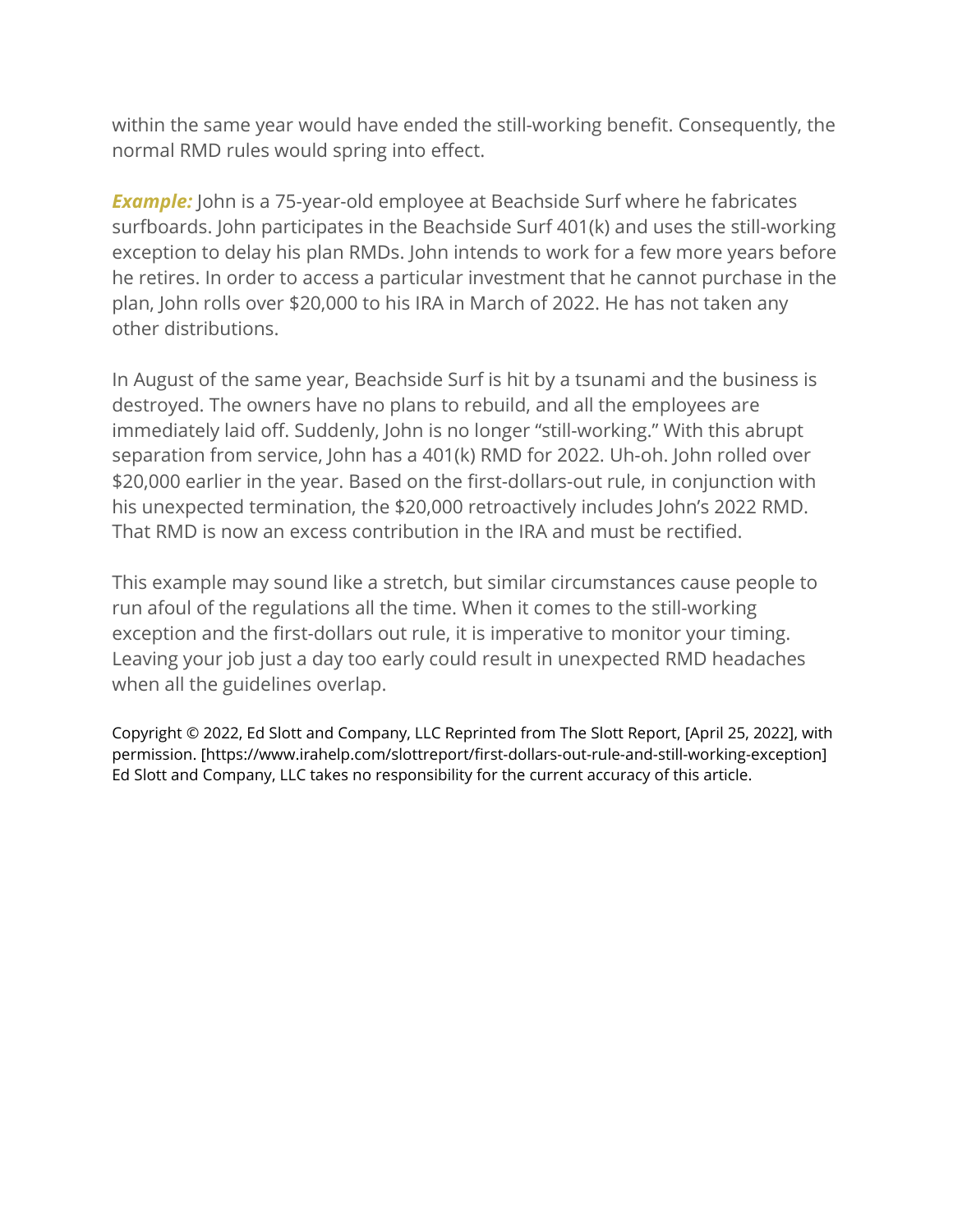within the same year would have ended the still-working benefit. Consequently, the normal RMD rules would spring into effect.

***Example:*** John is a 75-year-old employee at Beachside Surf where he fabricates surfboards. John participates in the Beachside Surf 401(k) and uses the still-working exception to delay his plan RMDs. John intends to work for a few more years before he retires. In order to access a particular investment that he cannot purchase in the plan, John rolls over $20,000 to his IRA in March of 2022. He has not taken any other distributions.

In August of the same year, Beachside Surf is hit by a tsunami and the business is destroyed. The owners have no plans to rebuild, and all the employees are immediately laid off. Suddenly, John is no longer "still-working." With this abrupt separation from service, John has a 401(k) RMD for 2022. Uh-oh. John rolled over $20,000 earlier in the year. Based on the first-dollars-out rule, in conjunction with his unexpected termination, the $20,000 retroactively includes John's 2022 RMD. That RMD is now an excess contribution in the IRA and must be rectified.

This example may sound like a stretch, but similar circumstances cause people to run afoul of the regulations all the time. When it comes to the still-working exception and the first-dollars out rule, it is imperative to monitor your timing. Leaving your job just a day too early could result in unexpected RMD headaches when all the guidelines overlap.

Copyright © 2022, Ed Slott and Company, LLC Reprinted from The Slott Report, [April 25, 2022], with permission. [https://www.irahelp.com/slottreport/first-dollars-out-rule-and-still-working-exception] Ed Slott and Company, LLC takes no responsibility for the current accuracy of this article.